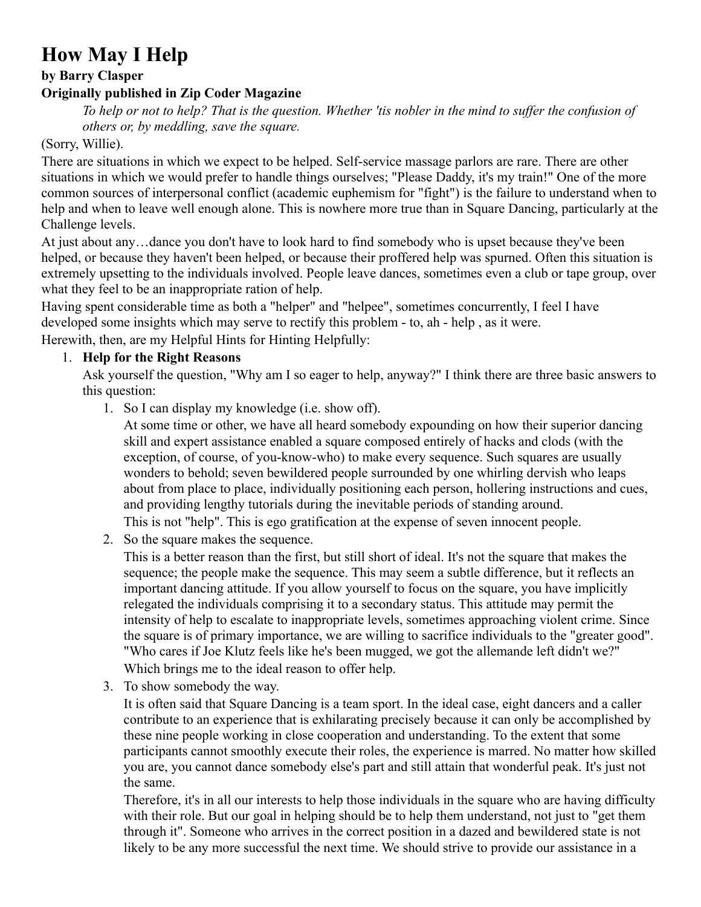# How May I Help

**by Barry Clasper**

**Originally published in Zip Coder Magazine**

> *To help or not to help? That is the question. Whether 'tis nobler in the mind to suffer the confusion of others or, by meddling, save the square.*

(Sorry, Willie).

There are situations in which we expect to be helped. Self-service massage parlors are rare. There are other situations in which we would prefer to handle things ourselves; "Please Daddy, it's my train!" One of the more common sources of interpersonal conflict (academic euphemism for "fight") is the failure to understand when to help and when to leave well enough alone. This is nowhere more true than in Square Dancing, particularly at the Challenge levels.

At just about any…dance you don't have to look hard to find somebody who is upset because they've been helped, or because they haven't been helped, or because their proffered help was spurned. Often this situation is extremely upsetting to the individuals involved. People leave dances, sometimes even a club or tape group, over what they feel to be an inappropriate ration of help.

Having spent considerable time as both a "helper" and "helpee", sometimes concurrently, I feel I have developed some insights which may serve to rectify this problem - to, ah - help , as it were.

Herewith, then, are my Helpful Hints for Hinting Helpfully:

1. **Help for the Right Reasons**

   Ask yourself the question, "Why am I so eager to help, anyway?" I think there are three basic answers to this question:

   1. So I can display my knowledge (i.e. show off).

      At some time or other, we have all heard somebody expounding on how their superior dancing skill and expert assistance enabled a square composed entirely of hacks and clods (with the exception, of course, of you-know-who) to make every sequence. Such squares are usually wonders to behold; seven bewildered people surrounded by one whirling dervish who leaps about from place to place, individually positioning each person, hollering instructions and cues, and providing lengthy tutorials during the inevitable periods of standing around.

      This is not "help". This is ego gratification at the expense of seven innocent people.

   2. So the square makes the sequence.

      This is a better reason than the first, but still short of ideal. It's not the square that makes the sequence; the people make the sequence. This may seem a subtle difference, but it reflects an important dancing attitude. If you allow yourself to focus on the square, you have implicitly relegated the individuals comprising it to a secondary status. This attitude may permit the intensity of help to escalate to inappropriate levels, sometimes approaching violent crime. Since the square is of primary importance, we are willing to sacrifice individuals to the "greater good". "Who cares if Joe Klutz feels like he's been mugged, we got the allemande left didn't we?"

      Which brings me to the ideal reason to offer help.

   3. To show somebody the way.

      It is often said that Square Dancing is a team sport. In the ideal case, eight dancers and a caller contribute to an experience that is exhilarating precisely because it can only be accomplished by these nine people working in close cooperation and understanding. To the extent that some participants cannot smoothly execute their roles, the experience is marred. No matter how skilled you are, you cannot dance somebody else's part and still attain that wonderful peak. It's just not the same.

      Therefore, it's in all our interests to help those individuals in the square who are having difficulty with their role. But our goal in helping should be to help them understand, not just to "get them through it". Someone who arrives in the correct position in a dazed and bewildered state is not likely to be any more successful the next time. We should strive to provide our assistance in a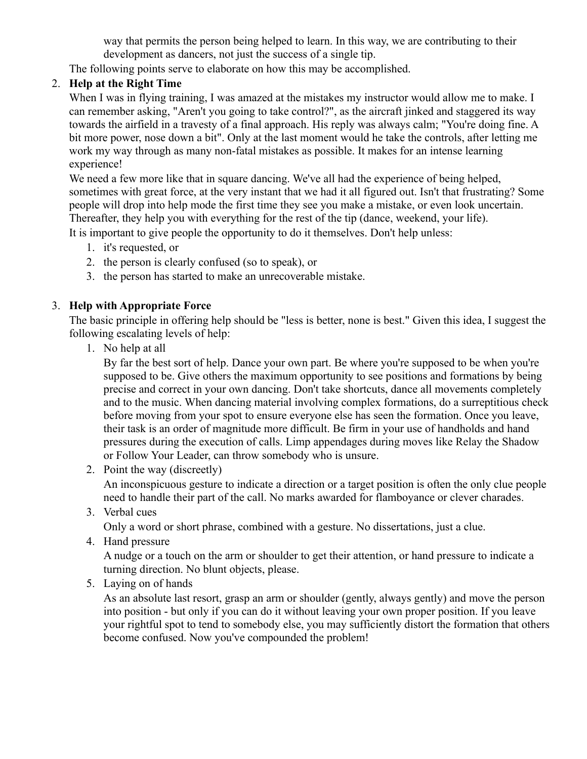way that permits the person being helped to learn. In this way, we are contributing to their development as dancers, not just the success of a single tip.

The following points serve to elaborate on how this may be accomplished.

2. **Help at the Right Time**

   When I was in flying training, I was amazed at the mistakes my instructor would allow me to make. I can remember asking, "Aren't you going to take control?", as the aircraft jinked and staggered its way towards the airfield in a travesty of a final approach. His reply was always calm; "You're doing fine. A bit more power, nose down a bit". Only at the last moment would he take the controls, after letting me work my way through as many non-fatal mistakes as possible. It makes for an intense learning experience!

   We need a few more like that in square dancing. We've all had the experience of being helped, sometimes with great force, at the very instant that we had it all figured out. Isn't that frustrating? Some people will drop into help mode the first time they see you make a mistake, or even look uncertain. Thereafter, they help you with everything for the rest of the tip (dance, weekend, your life).

   It is important to give people the opportunity to do it themselves. Don't help unless:

   1. it's requested, or
   2. the person is clearly confused (so to speak), or
   3. the person has started to make an unrecoverable mistake.

3. **Help with Appropriate Force**

   The basic principle in offering help should be "less is better, none is best." Given this idea, I suggest the following escalating levels of help:

   1. No help at all

      By far the best sort of help. Dance your own part. Be where you're supposed to be when you're supposed to be. Give others the maximum opportunity to see positions and formations by being precise and correct in your own dancing. Don't take shortcuts, dance all movements completely and to the music. When dancing material involving complex formations, do a surreptitious check before moving from your spot to ensure everyone else has seen the formation. Once you leave, their task is an order of magnitude more difficult. Be firm in your use of handholds and hand pressures during the execution of calls. Limp appendages during moves like Relay the Shadow or Follow Your Leader, can throw somebody who is unsure.

   2. Point the way (discreetly)

      An inconspicuous gesture to indicate a direction or a target position is often the only clue people need to handle their part of the call. No marks awarded for flamboyance or clever charades.

   3. Verbal cues

      Only a word or short phrase, combined with a gesture. No dissertations, just a clue.

   4. Hand pressure

      A nudge or a touch on the arm or shoulder to get their attention, or hand pressure to indicate a turning direction. No blunt objects, please.

   5. Laying on of hands

      As an absolute last resort, grasp an arm or shoulder (gently, always gently) and move the person into position - but only if you can do it without leaving your own proper position. If you leave your rightful spot to tend to somebody else, you may sufficiently distort the formation that others become confused. Now you've compounded the problem!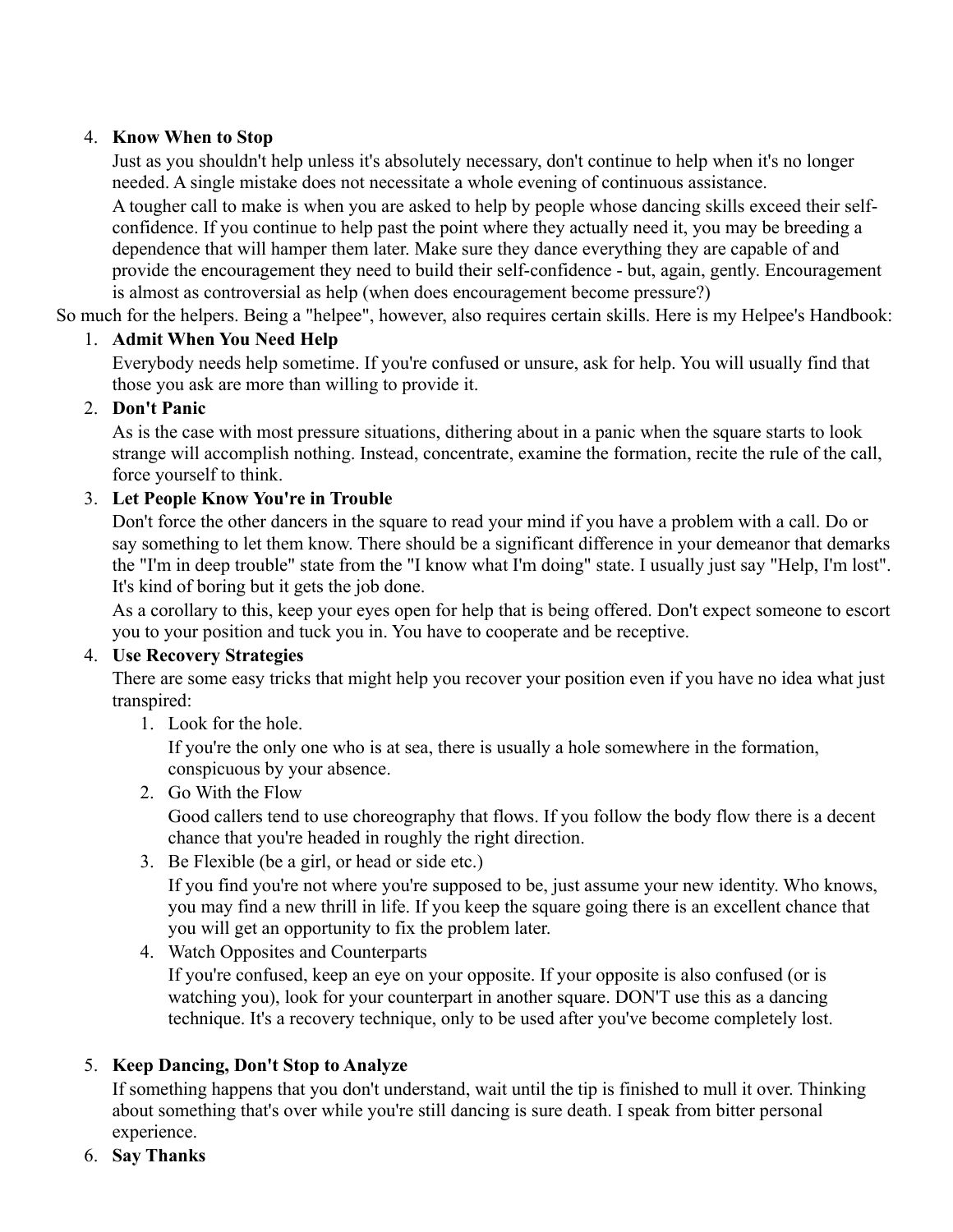4. **Know When to Stop**

   Just as you shouldn't help unless it's absolutely necessary, don't continue to help when it's no longer needed. A single mistake does not necessitate a whole evening of continuous assistance.

   A tougher call to make is when you are asked to help by people whose dancing skills exceed their self-confidence. If you continue to help past the point where they actually need it, you may be breeding a dependence that will hamper them later. Make sure they dance everything they are capable of and provide the encouragement they need to build their self-confidence - but, again, gently. Encouragement is almost as controversial as help (when does encouragement become pressure?)

So much for the helpers. Being a "helpee", however, also requires certain skills. Here is my Helpee's Handbook:

1. **Admit When You Need Help**

   Everybody needs help sometime. If you're confused or unsure, ask for help. You will usually find that those you ask are more than willing to provide it.

2. **Don't Panic**

   As is the case with most pressure situations, dithering about in a panic when the square starts to look strange will accomplish nothing. Instead, concentrate, examine the formation, recite the rule of the call, force yourself to think.

3. **Let People Know You're in Trouble**

   Don't force the other dancers in the square to read your mind if you have a problem with a call. Do or say something to let them know. There should be a significant difference in your demeanor that demarks the "I'm in deep trouble" state from the "I know what I'm doing" state. I usually just say "Help, I'm lost". It's kind of boring but it gets the job done.

   As a corollary to this, keep your eyes open for help that is being offered. Don't expect someone to escort you to your position and tuck you in. You have to cooperate and be receptive.

4. **Use Recovery Strategies**

   There are some easy tricks that might help you recover your position even if you have no idea what just transpired:

   1. Look for the hole.

      If you're the only one who is at sea, there is usually a hole somewhere in the formation, conspicuous by your absence.

   2. Go With the Flow

      Good callers tend to use choreography that flows. If you follow the body flow there is a decent chance that you're headed in roughly the right direction.

   3. Be Flexible (be a girl, or head or side etc.)

      If you find you're not where you're supposed to be, just assume your new identity. Who knows, you may find a new thrill in life. If you keep the square going there is an excellent chance that you will get an opportunity to fix the problem later.

   4. Watch Opposites and Counterparts

      If you're confused, keep an eye on your opposite. If your opposite is also confused (or is watching you), look for your counterpart in another square. DON'T use this as a dancing technique. It's a recovery technique, only to be used after you've become completely lost.

5. **Keep Dancing, Don't Stop to Analyze**

   If something happens that you don't understand, wait until the tip is finished to mull it over. Thinking about something that's over while you're still dancing is sure death. I speak from bitter personal experience.

6. **Say Thanks**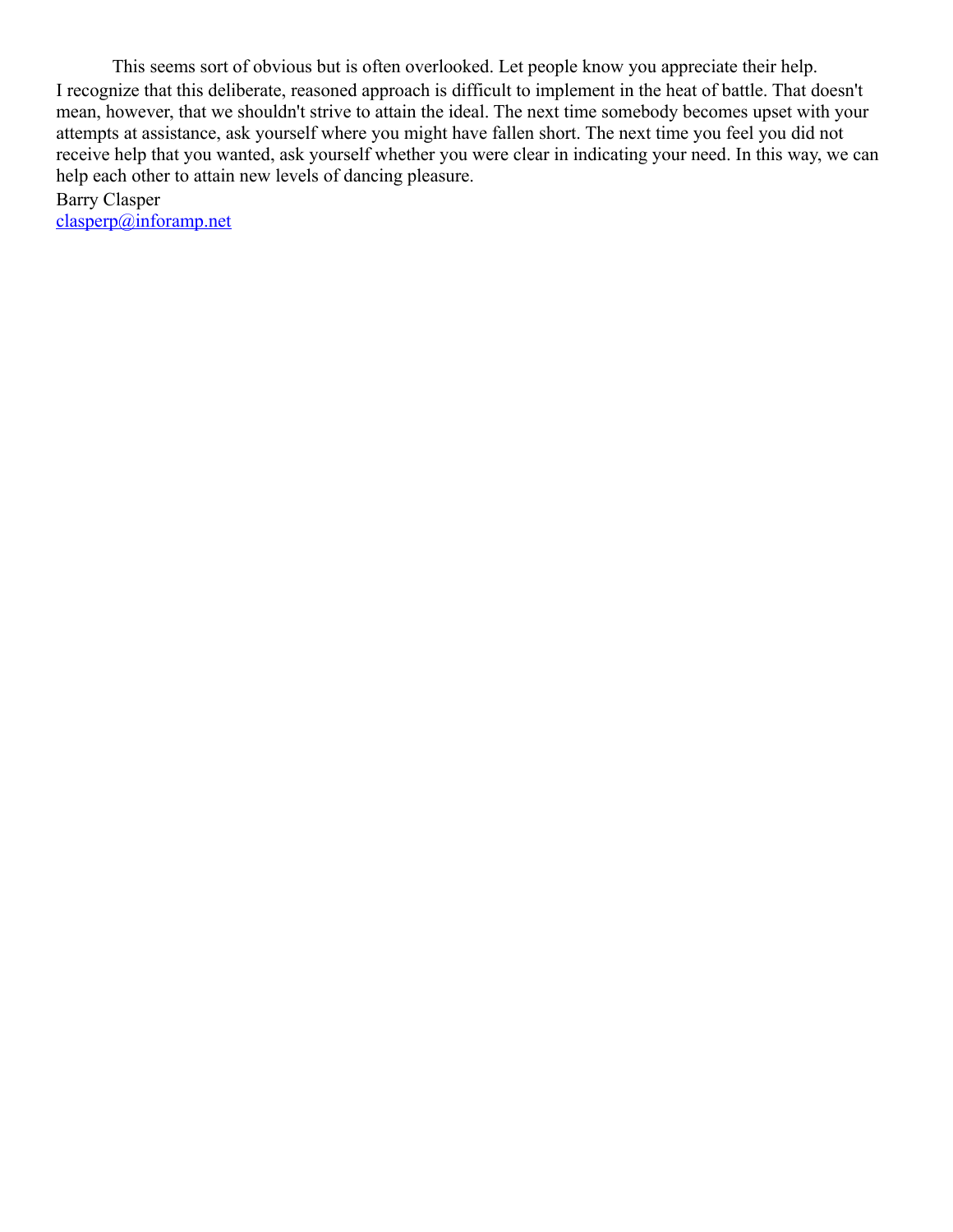This seems sort of obvious but is often overlooked. Let people know you appreciate their help.

I recognize that this deliberate, reasoned approach is difficult to implement in the heat of battle. That doesn't mean, however, that we shouldn't strive to attain the ideal. The next time somebody becomes upset with your attempts at assistance, ask yourself where you might have fallen short. The next time you feel you did not receive help that you wanted, ask yourself whether you were clear in indicating your need. In this way, we can help each other to attain new levels of dancing pleasure.

Barry Clasper
clasperp@inforamp.net